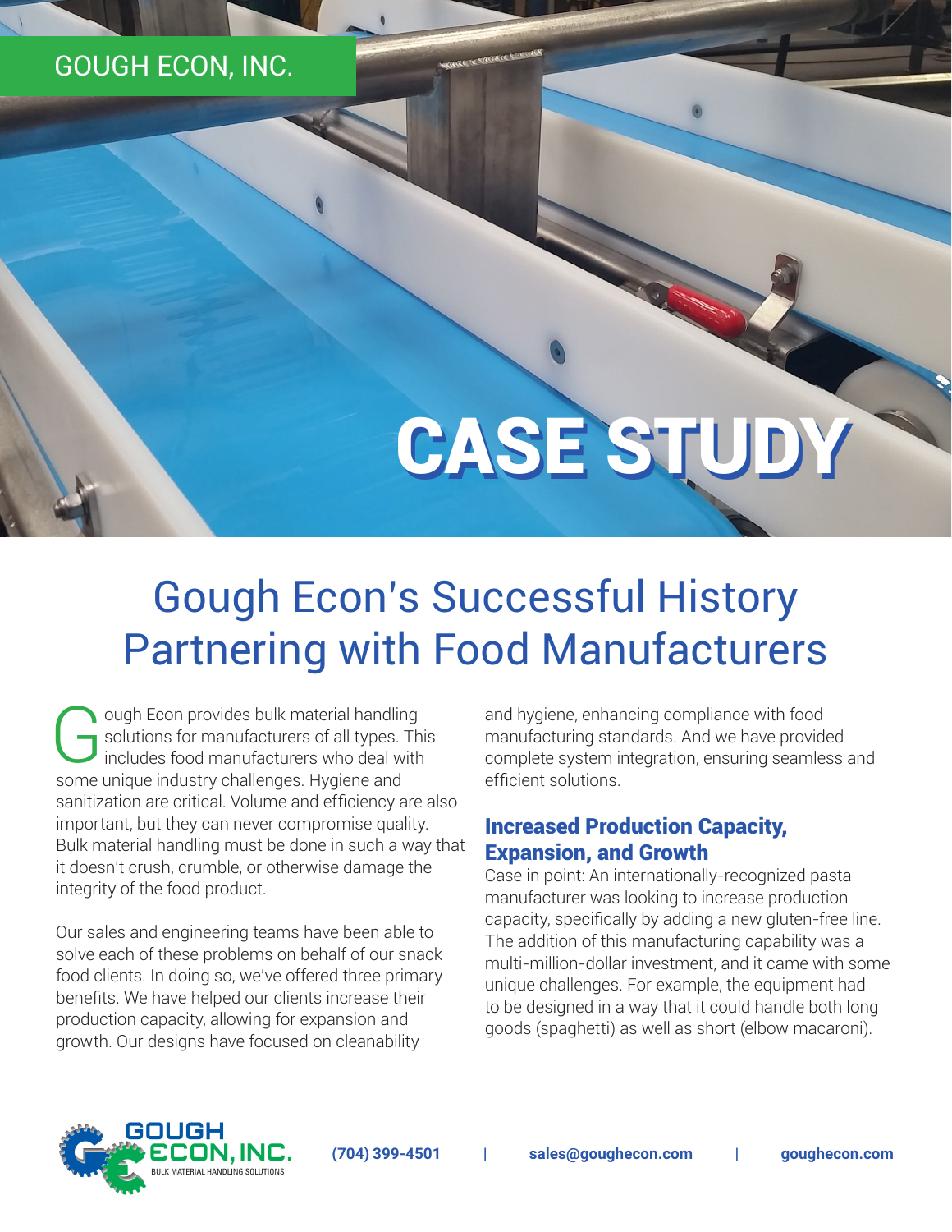GOUGH ECON, INC.

CASE STUDY

# Gough Econ's Successful History Partnering with Food Manufacturers

Gough Econ provides bulk material handling solutions for manufacturers of all types. This includes food manufacturers who deal with some unique industry challenges. Hygiene and sanitization are critical. Volume and efficiency are also important, but they can never compromise quality. Bulk material handling must be done in such a way that it doesn't crush, crumble, or otherwise damage the integrity of the food product.

Our sales and engineering teams have been able to solve each of these problems on behalf of our snack food clients. In doing so, we've offered three primary benefits. We have helped our clients increase their production capacity, allowing for expansion and growth. Our designs have focused on cleanability and hygiene, enhancing compliance with food manufacturing standards. And we have provided complete system integration, ensuring seamless and efficient solutions.

## Increased Production Capacity, Expansion, and Growth

Case in point: An internationally-recognized pasta manufacturer was looking to increase production capacity, specifically by adding a new gluten-free line. The addition of this manufacturing capability was a multi-million-dollar investment, and it came with some unique challenges. For example, the equipment had to be designed in a way that it could handle both long goods (spaghetti) as well as short (elbow macaroni).

GOUGH ECON, INC. BULK MATERIAL HANDLING SOLUTIONS

(704) 399-4501 | sales@goughecon.com | goughecon.com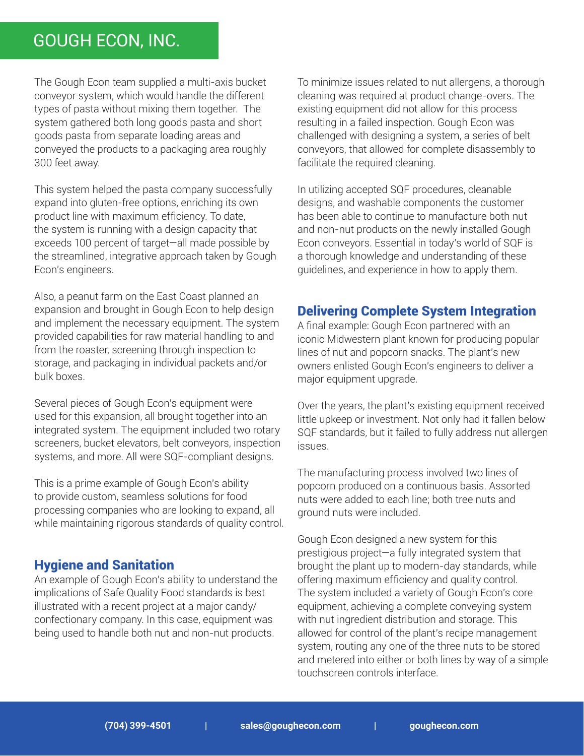The Gough Econ team supplied a multi-axis bucket conveyor system, which would handle the different types of pasta without mixing them together. The system gathered both long goods pasta and short goods pasta from separate loading areas and conveyed the products to a packaging area roughly 300 feet away.

This system helped the pasta company successfully expand into gluten-free options, enriching its own product line with maximum efficiency. To date, the system is running with a design capacity that exceeds 100 percent of target—all made possible by the streamlined, integrative approach taken by Gough Econ's engineers.

Also, a peanut farm on the East Coast planned an expansion and brought in Gough Econ to help design and implement the necessary equipment. The system provided capabilities for raw material handling to and from the roaster, screening through inspection to storage, and packaging in individual packets and/or bulk boxes.

Several pieces of Gough Econ's equipment were used for this expansion, all brought together into an integrated system. The equipment included two rotary screeners, bucket elevators, belt conveyors, inspection systems, and more. All were SQF-compliant designs.

This is a prime example of Gough Econ's ability to provide custom, seamless solutions for food processing companies who are looking to expand, all while maintaining rigorous standards of quality control.

## Hygiene and Sanitation

An example of Gough Econ's ability to understand the implications of Safe Quality Food standards is best illustrated with a recent project at a major candy/confectionary company. In this case, equipment was being used to handle both nut and non-nut products.

To minimize issues related to nut allergens, a thorough cleaning was required at product change-overs. The existing equipment did not allow for this process resulting in a failed inspection. Gough Econ was challenged with designing a system, a series of belt conveyors, that allowed for complete disassembly to facilitate the required cleaning.

In utilizing accepted SQF procedures, cleanable designs, and washable components the customer has been able to continue to manufacture both nut and non-nut products on the newly installed Gough Econ conveyors. Essential in today's world of SQF is a thorough knowledge and understanding of these guidelines, and experience in how to apply them.

## Delivering Complete System Integration

A final example: Gough Econ partnered with an iconic Midwestern plant known for producing popular lines of nut and popcorn snacks. The plant's new owners enlisted Gough Econ's engineers to deliver a major equipment upgrade.

Over the years, the plant's existing equipment received little upkeep or investment. Not only had it fallen below SQF standards, but it failed to fully address nut allergen issues.

The manufacturing process involved two lines of popcorn produced on a continuous basis. Assorted nuts were added to each line; both tree nuts and ground nuts were included.

Gough Econ designed a new system for this prestigious project—a fully integrated system that brought the plant up to modern-day standards, while offering maximum efficiency and quality control. The system included a variety of Gough Econ's core equipment, achieving a complete conveying system with nut ingredient distribution and storage. This allowed for control of the plant's recipe management system, routing any one of the three nuts to be stored and metered into either or both lines by way of a simple touchscreen controls interface.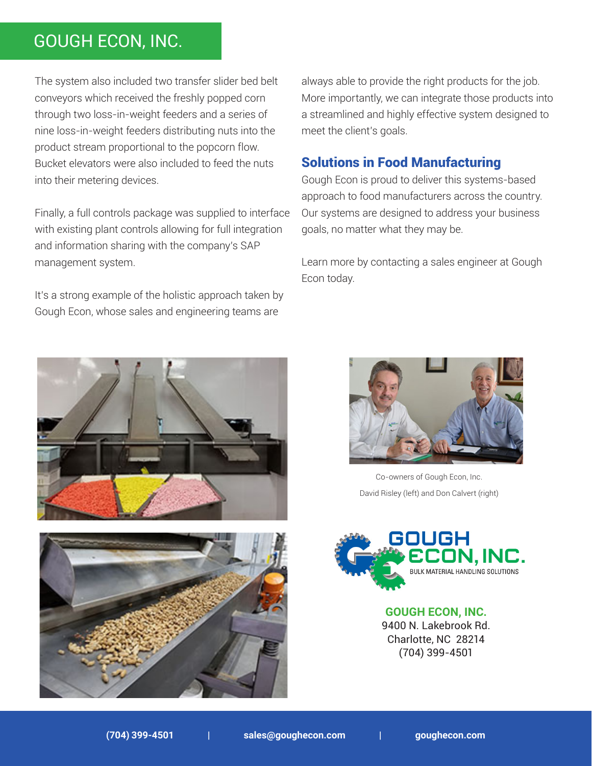# GOUGH ECON, INC.

The system also included two transfer slider bed belt conveyors which received the freshly popped corn through two loss-in-weight feeders and a series of nine loss-in-weight feeders distributing nuts into the product stream proportional to the popcorn flow. Bucket elevators were also included to feed the nuts into their metering devices.

Finally, a full controls package was supplied to interface with existing plant controls allowing for full integration and information sharing with the company's SAP management system.

It's a strong example of the holistic approach taken by Gough Econ, whose sales and engineering teams are always able to provide the right products for the job. More importantly, we can integrate those products into a streamlined and highly effective system designed to meet the client's goals.

## Solutions in Food Manufacturing

Gough Econ is proud to deliver this systems-based approach to food manufacturers across the country. Our systems are designed to address your business goals, no matter what they may be.

Learn more by contacting a sales engineer at Gough Econ today.

Co-owners of Gough Econ, Inc.
David Risley (left) and Don Calvert (right)

GOUGH ECON, INC.
BULK MATERIAL HANDLING SOLUTIONS

**GOUGH ECON, INC.**
9400 N. Lakebrook Rd.
Charlotte, NC 28214
(704) 399-4501

**(704) 399-4501** | **sales@goughecon.com** | **goughecon.com**